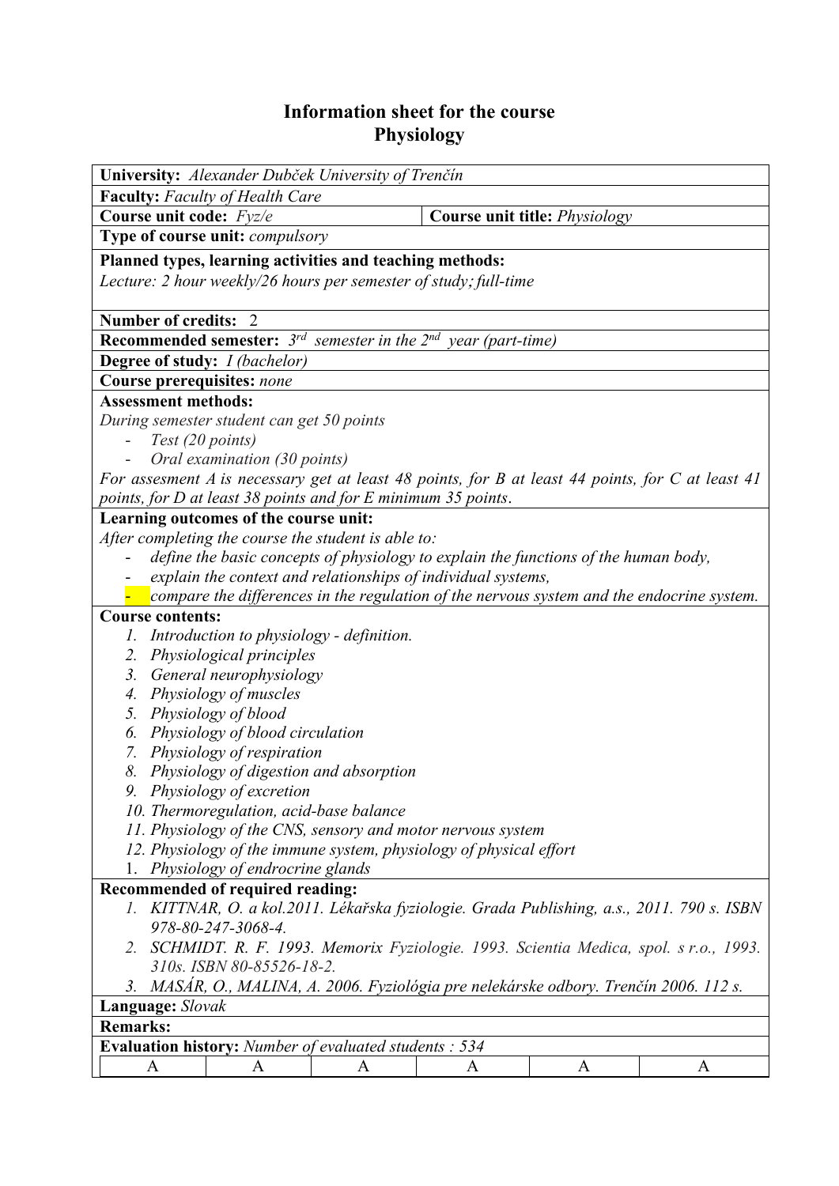# Information sheet for the course
# Physiology

**University:** *Alexander Dubček University of Trenčín*

**Faculty:** *Faculty of Health Care*

**Course unit code:** *Fyz/e* | **Course unit title:** *Physiology*

**Type of course unit:** *compulsory*

**Planned types, learning activities and teaching methods:**
*Lecture: 2 hour weekly/26 hours per semester of study; full-time*

**Number of credits:** 2

**Recommended semester:** *3rd semester in the 2nd year (part-time)*

**Degree of study:** *I (bachelor)*

**Course prerequisites:** *none*

**Assessment methods:**
*During semester student can get 50 points*
- *Test (20 points)*
- *Oral examination (30 points)*

*For assesment A is necessary get at least 48 points, for B at least 44 points, for C at least 41 points, for D at least 38 points and for E minimum 35 points*.

**Learning outcomes of the course unit:**
*After completing the course the student is able to:*
- *define the basic concepts of physiology to explain the functions of the human body,*
- *explain the context and relationships of individual systems,*
- *compare the differences in the regulation of the nervous system and the endocrine system.*

**Course contents:**
1. *Introduction to physiology - definition.*
2. *Physiological principles*
3. *General neurophysiology*
4. *Physiology of muscles*
5. *Physiology of blood*
6. *Physiology of blood circulation*
7. *Physiology of respiration*
8. *Physiology of digestion and absorption*
9. *Physiology of excretion*
10. *Thermoregulation, acid-base balance*
11. *Physiology of the CNS, sensory and motor nervous system*
12. *Physiology of the immune system, physiology of physical effort*

1. *Physiology of endrocrine glands*

**Recommended of required reading:**
1. *KITTNAR, O. a kol.2011. Lékařska fyziologie. Grada Publishing, a.s., 2011. 790 s. ISBN 978-80-247-3068-4.*
2. *SCHMIDT. R. F. 1993. Memorix Fyziologie. 1993. Scientia Medica, spol. s r.o., 1993. 310s. ISBN 80-85526-18-2.*
3. *MASÁR, O., MALINA, A. 2006. Fyziológia pre nelekárske odbory. Trenčín 2006. 112 s.*

**Language:** *Slovak*

**Remarks:**

**Evaluation history:** *Number of evaluated students : 534*

| A | A | A | A | A | A |
|---|---|---|---|---|---|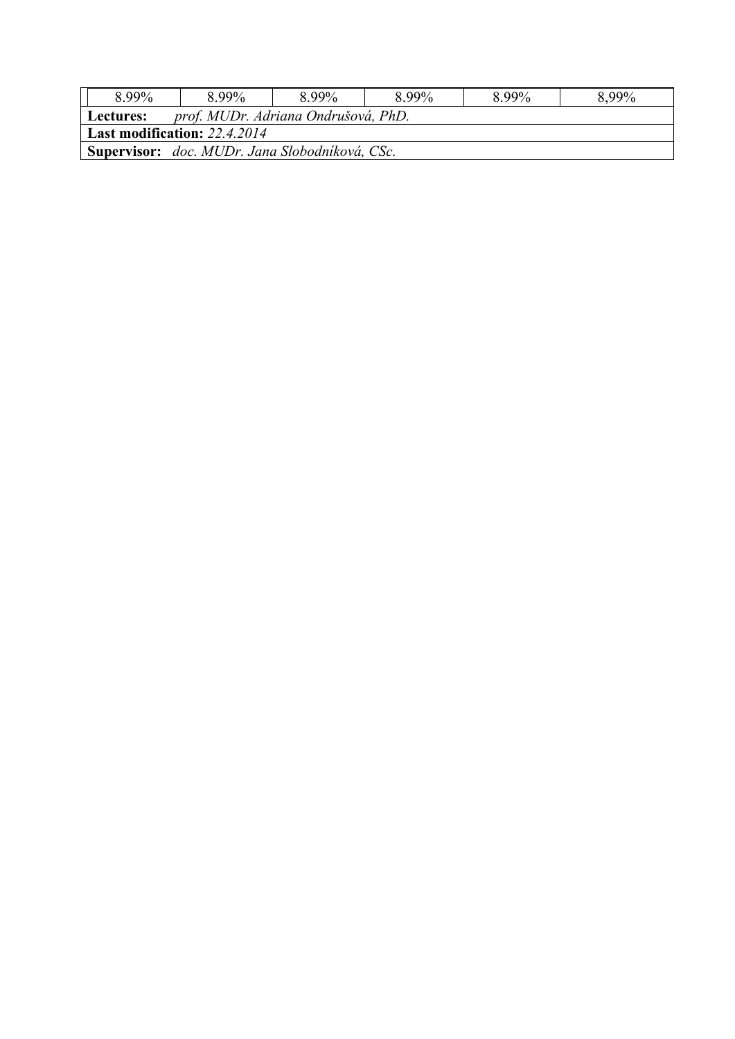| | | | | | |
|---|---|---|---|---|---|
| 8.99% | 8.99% | 8.99% | 8.99% | 8.99% | 8,99% |

**Lectures:** *prof. MUDr. Adriana Ondrušová, PhD.*

**Last modification:** *22.4.2014*

**Supervisor:** *doc. MUDr. Jana Slobodníková, CSc.*